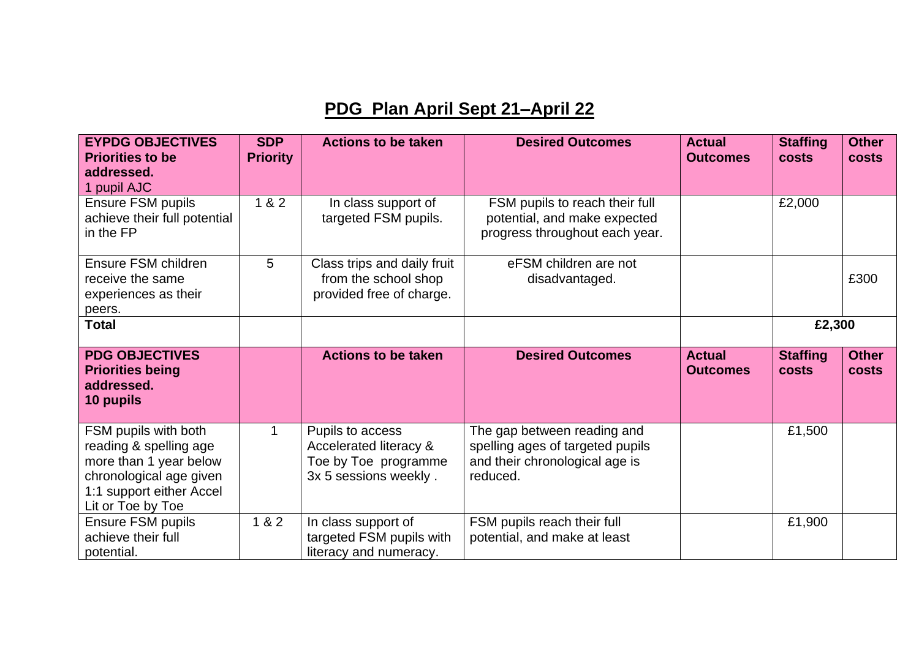## PDG Plan April Sept 21–April 22

| EYPDG OBJECTIVES Priorities to be addressed. 1 pupil AJC | SDP Priority | Actions to be taken | Desired Outcomes | Actual Outcomes | Staffing costs | Other costs |
|---|---|---|---|---|---|---|
| Ensure FSM pupils achieve their full potential in the FP | 1 & 2 | In class support of targeted FSM pupils. | FSM pupils to reach their full potential, and make expected progress throughout each year. | | £2,000 | |
| Ensure FSM children receive the same experiences as their peers. | 5 | Class trips and daily fruit from the school shop provided free of charge. | eFSM children are not disadvantaged. | | | £300 |
| **Total** | | | | | **£2,300** | |
| **PDG OBJECTIVES Priorities being addressed. 10 pupils** | | **Actions to be taken** | **Desired Outcomes** | **Actual Outcomes** | **Staffing costs** | **Other costs** |
| FSM pupils with both reading & spelling age more than 1 year below chronological age given 1:1 support either Accel Lit or Toe by Toe | 1 | Pupils to access Accelerated literacy & Toe by Toe programme 3x 5 sessions weekly . | The gap between reading and spelling ages of targeted pupils and their chronological age is reduced. | | £1,500 | |
| Ensure FSM pupils achieve their full potential. | 1 & 2 | In class support of targeted FSM pupils with literacy and numeracy. | FSM pupils reach their full potential, and make at least | | £1,900 | |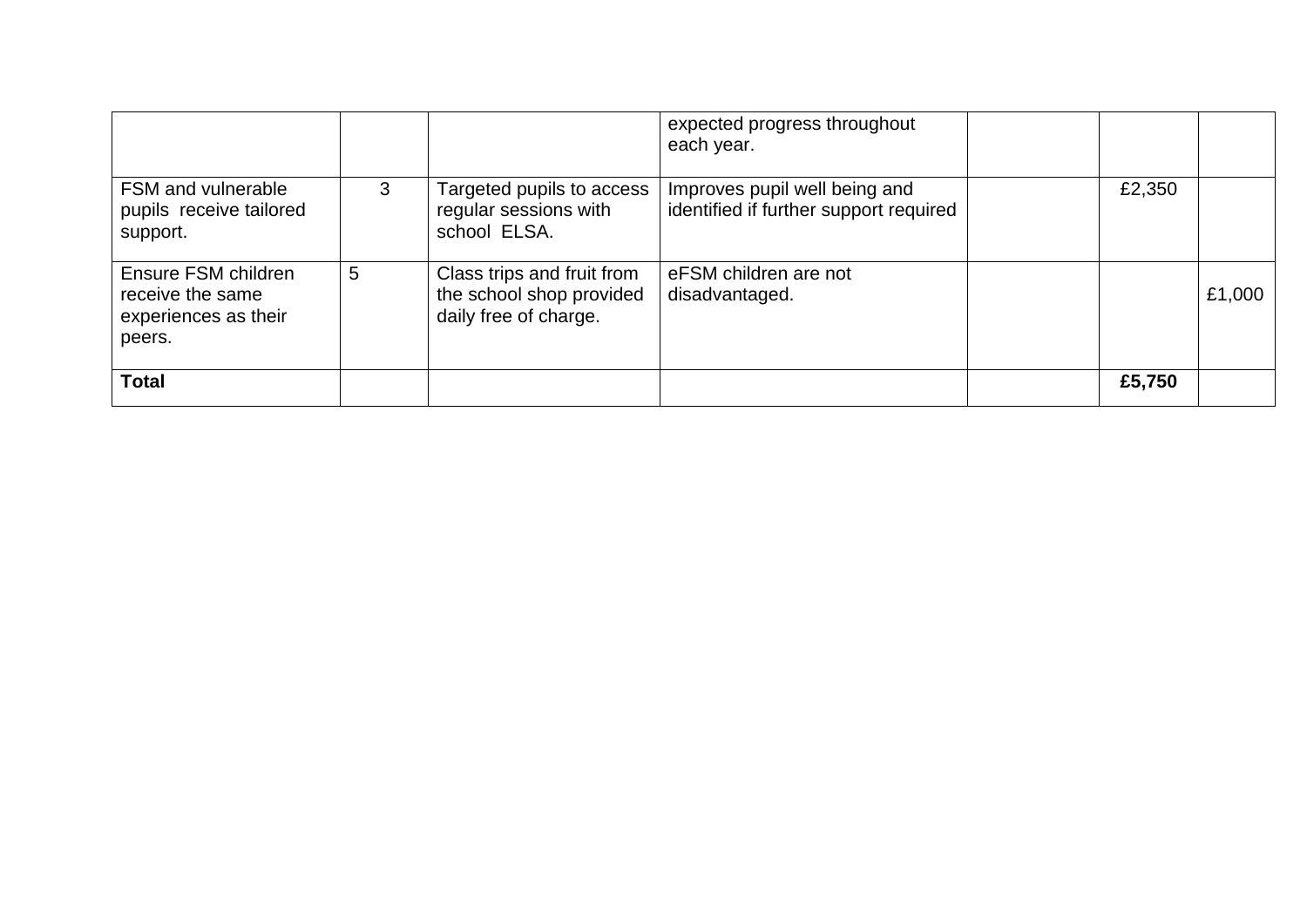| | | | | | | |
|---|---|---|---|---|---|---|
| | | | expected progress throughout each year. | | | |
| FSM and vulnerable pupils receive tailored support. | 3 | Targeted pupils to access regular sessions with school ELSA. | Improves pupil well being and identified if further support required | | £2,350 | |
| Ensure FSM children receive the same experiences as their peers. | 5 | Class trips and fruit from the school shop provided daily free of charge. | eFSM children are not disadvantaged. | | | £1,000 |
| **Total** | | | | | **£5,750** | |